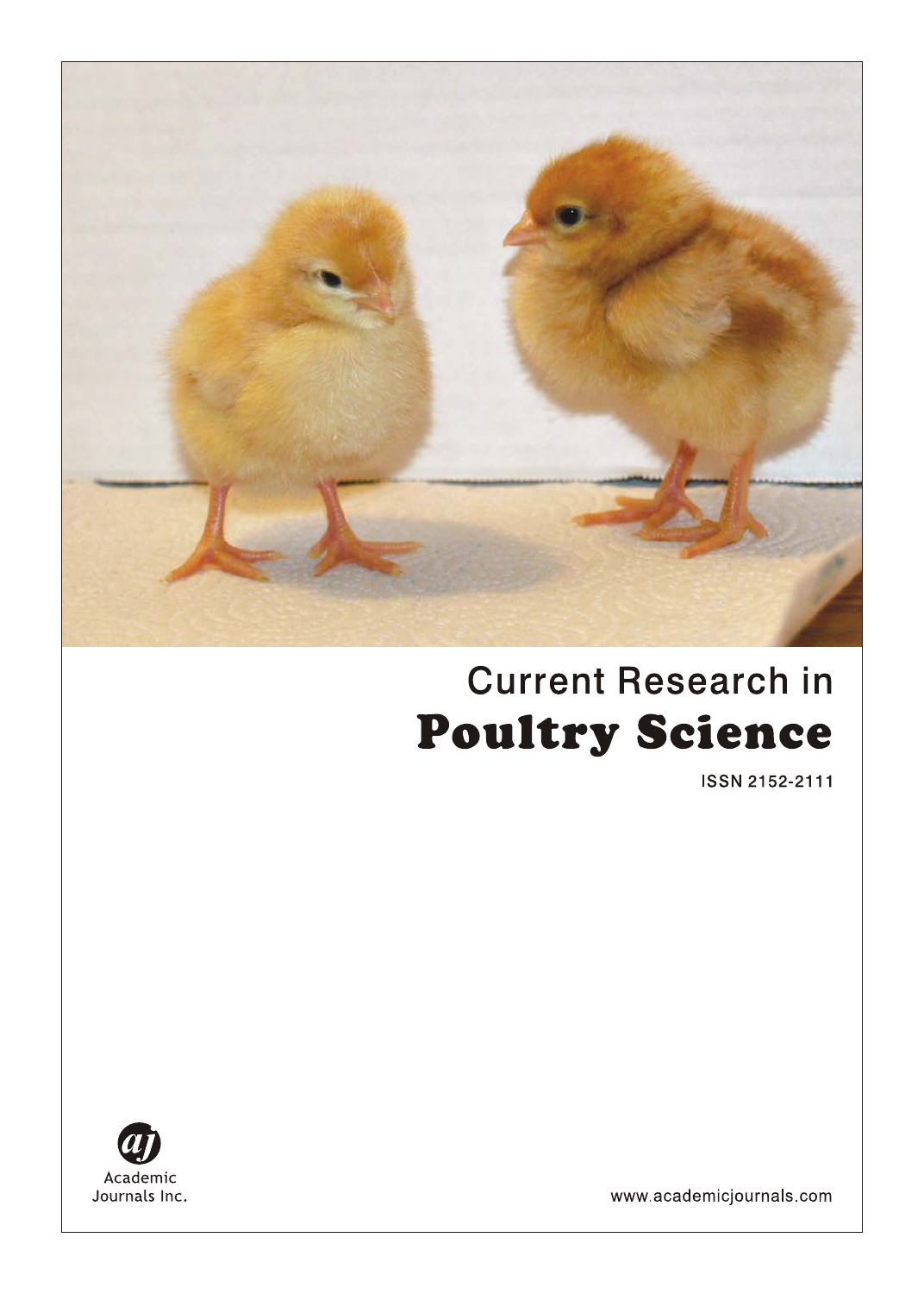Current Research in

# Poultry Science

ISSN 2152-2111

Academic Journals Inc.

www.academicjournals.com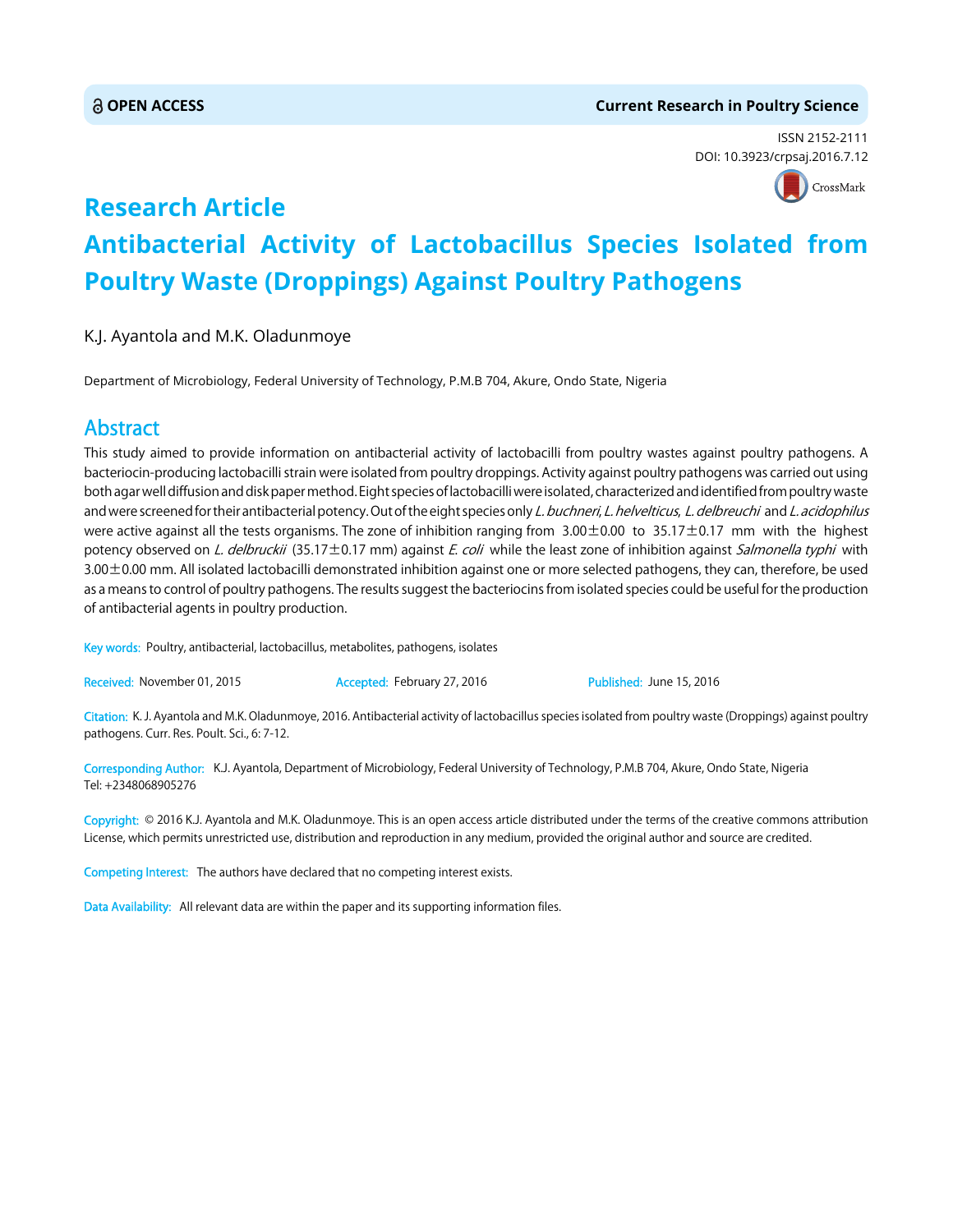OPEN ACCESS

Current Research in Poultry Science

ISSN 2152-2111
DOI: 10.3923/crpsaj.2016.7.12

# Research Article

# Antibacterial Activity of Lactobacillus Species Isolated from Poultry Waste (Droppings) Against Poultry Pathogens

K.J. Ayantola and M.K. Oladunmoye

Department of Microbiology, Federal University of Technology, P.M.B 704, Akure, Ondo State, Nigeria

## Abstract

This study aimed to provide information on antibacterial activity of lactobacilli from poultry wastes against poultry pathogens. A bacteriocin-producing lactobacilli strain were isolated from poultry droppings. Activity against poultry pathogens was carried out using both agar well diffusion and disk paper method. Eight species of lactobacilli were isolated, characterized and identified from poultry waste and were screened for their antibacterial potency. Out of the eight species only *L. buchneri*, *L. helvelticus*, *L. delbreuchi* and *L. acidophilus* were active against all the tests organisms. The zone of inhibition ranging from 3.00±0.00 to 35.17±0.17 mm with the highest potency observed on *L. delbruckii* (35.17±0.17 mm) against *E. coli* while the least zone of inhibition against *Salmonella typhi* with 3.00±0.00 mm. All isolated lactobacilli demonstrated inhibition against one or more selected pathogens, they can, therefore, be used as a means to control of poultry pathogens. The results suggest the bacteriocins from isolated species could be useful for the production of antibacterial agents in poultry production.

**Key words:** Poultry, antibacterial, lactobacillus, metabolites, pathogens, isolates

**Received:** November 01, 2015 **Accepted:** February 27, 2016 **Published:** June 15, 2016

**Citation:** K. J. Ayantola and M.K. Oladunmoye, 2016. Antibacterial activity of lactobacillus species isolated from poultry waste (Droppings) against poultry pathogens. Curr. Res. Poult. Sci., 6: 7-12.

**Corresponding Author:** K.J. Ayantola, Department of Microbiology, Federal University of Technology, P.M.B 704, Akure, Ondo State, Nigeria Tel: +2348068905276

**Copyright:** © 2016 K.J. Ayantola and M.K. Oladunmoye. This is an open access article distributed under the terms of the creative commons attribution License, which permits unrestricted use, distribution and reproduction in any medium, provided the original author and source are credited.

**Competing Interest:** The authors have declared that no competing interest exists.

**Data Availability:** All relevant data are within the paper and its supporting information files.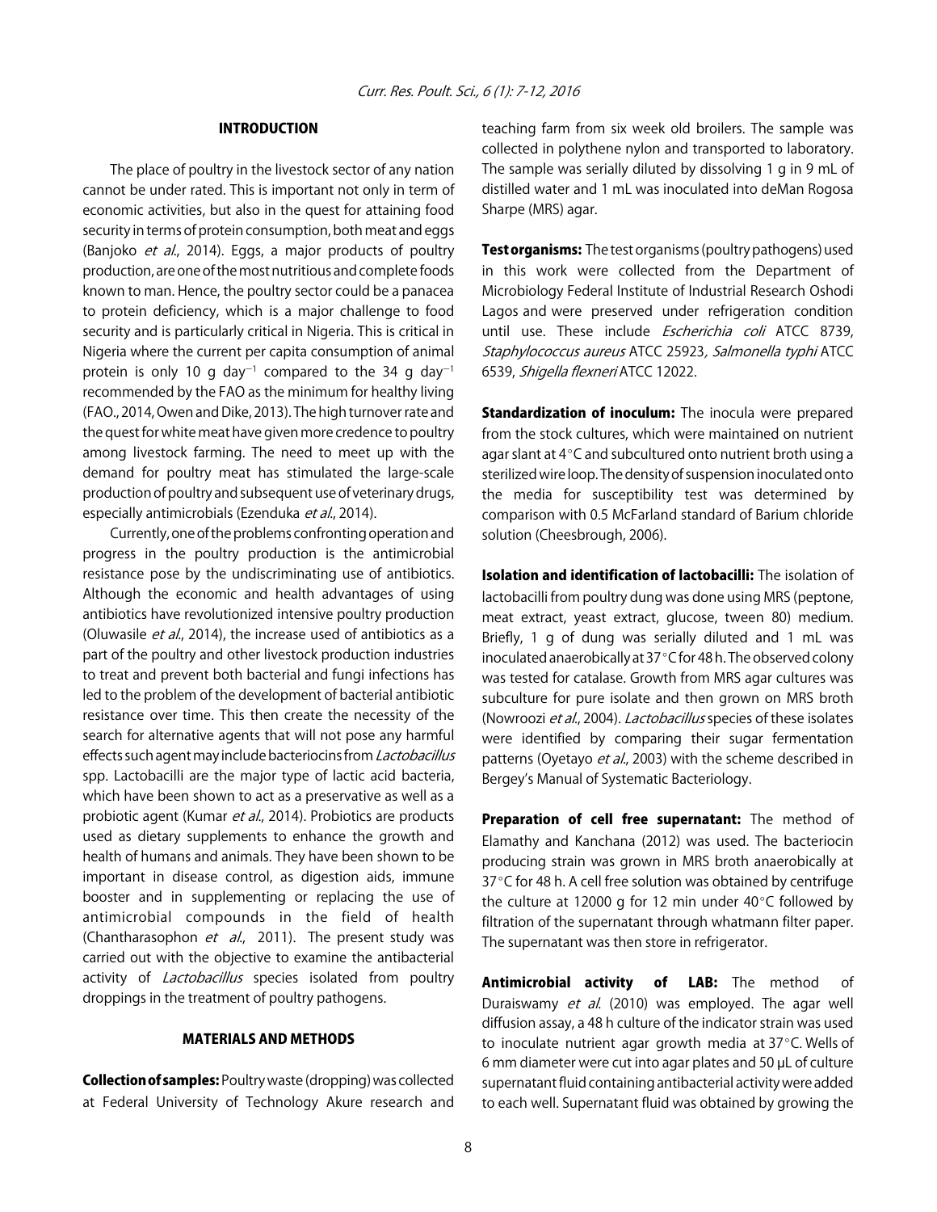## INTRODUCTION

The place of poultry in the livestock sector of any nation cannot be under rated. This is important not only in term of economic activities, but also in the quest for attaining food security in terms of protein consumption, both meat and eggs (Banjoko *et al*., 2014). Eggs, a major products of poultry production, are one of the most nutritious and complete foods known to man. Hence, the poultry sector could be a panacea to protein deficiency, which is a major challenge to food security and is particularly critical in Nigeria. This is critical in Nigeria where the current per capita consumption of animal protein is only 10 g $day^{-1}$ compared to the 34 g $day^{-1}$ recommended by the FAO as the minimum for healthy living (FAO., 2014, Owen and Dike, 2013). The high turnover rate and the quest for white meat have given more credence to poultry among livestock farming. The need to meet up with the demand for poultry meat has stimulated the large-scale production of poultry and subsequent use of veterinary drugs, especially antimicrobials (Ezenduka *et al*., 2014).

Currently, one of the problems confronting operation and progress in the poultry production is the antimicrobial resistance pose by the undiscriminating use of antibiotics. Although the economic and health advantages of using antibiotics have revolutionized intensive poultry production (Oluwasile *et al*., 2014), the increase used of antibiotics as a part of the poultry and other livestock production industries to treat and prevent both bacterial and fungi infections has led to the problem of the development of bacterial antibiotic resistance over time. This then create the necessity of the search for alternative agents that will not pose any harmful effects such agent may include bacteriocins from *Lactobacillus* spp. Lactobacilli are the major type of lactic acid bacteria, which have been shown to act as a preservative as well as a probiotic agent (Kumar *et al*., 2014). Probiotics are products used as dietary supplements to enhance the growth and health of humans and animals. They have been shown to be important in disease control, as digestion aids, immune booster and in supplementing or replacing the use of antimicrobial compounds in the field of health (Chantharasophon *et al*., 2011). The present study was carried out with the objective to examine the antibacterial activity of *Lactobacillus* species isolated from poultry droppings in the treatment of poultry pathogens.

## MATERIALS AND METHODS

**Collection of samples:** Poultry waste (dropping) was collected at Federal University of Technology Akure research and teaching farm from six week old broilers. The sample was collected in polythene nylon and transported to laboratory. The sample was serially diluted by dissolving 1 g in 9 mL of distilled water and 1 mL was inoculated into deMan Rogosa Sharpe (MRS) agar.

**Test organisms:** The test organisms (poultry pathogens) used in this work were collected from the Department of Microbiology Federal Institute of Industrial Research Oshodi Lagos and were preserved under refrigeration condition until use. These include *Escherichia coli* ATCC 8739, *Staphylococcus aureus* ATCC 25923, *Salmonella typhi* ATCC 6539, *Shigella flexneri* ATCC 12022.

**Standardization of inoculum:** The inocula were prepared from the stock cultures, which were maintained on nutrient agar slant at 4°C and subcultured onto nutrient broth using a sterilized wire loop. The density of suspension inoculated onto the media for susceptibility test was determined by comparison with 0.5 McFarland standard of Barium chloride solution (Cheesbrough, 2006).

**Isolation and identification of lactobacilli:** The isolation of lactobacilli from poultry dung was done using MRS (peptone, meat extract, yeast extract, glucose, tween 80) medium. Briefly, 1 g of dung was serially diluted and 1 mL was inoculated anaerobically at 37°C for 48 h. The observed colony was tested for catalase. Growth from MRS agar cultures was subculture for pure isolate and then grown on MRS broth (Nowroozi *et al*., 2004). *Lactobacillus* species of these isolates were identified by comparing their sugar fermentation patterns (Oyetayo *et al*., 2003) with the scheme described in Bergey's Manual of Systematic Bacteriology.

**Preparation of cell free supernatant:** The method of Elamathy and Kanchana (2012) was used. The bacteriocin producing strain was grown in MRS broth anaerobically at 37°C for 48 h. A cell free solution was obtained by centrifuge the culture at 12000 g for 12 min under 40°C followed by filtration of the supernatant through whatmann filter paper. The supernatant was then store in refrigerator.

**Antimicrobial activity of LAB:** The method of Duraiswamy *et al*. (2010) was employed. The agar well diffusion assay, a 48 h culture of the indicator strain was used to inoculate nutrient agar growth media at 37°C. Wells of 6 mm diameter were cut into agar plates and 50 µL of culture supernatant fluid containing antibacterial activity were added to each well. Supernatant fluid was obtained by growing the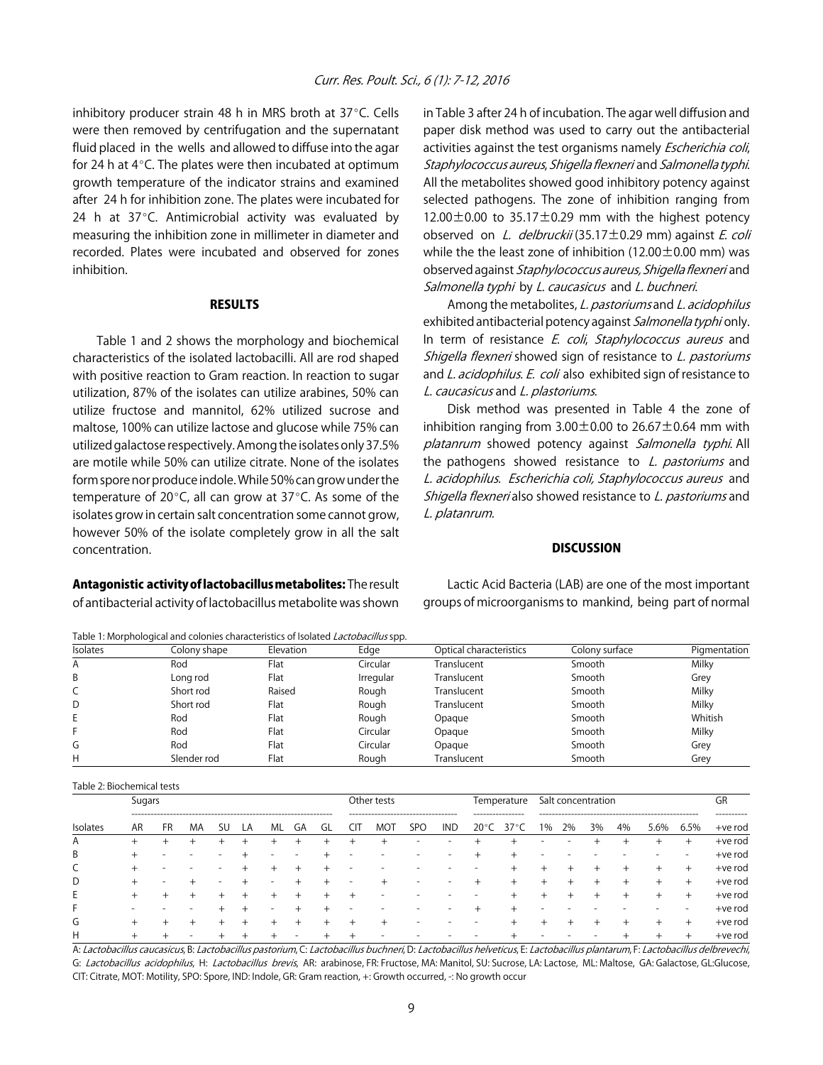inhibitory producer strain 48 h in MRS broth at 37°C. Cells were then removed by centrifugation and the supernatant fluid placed in the wells and allowed to diffuse into the agar for 24 h at 4°C. The plates were then incubated at optimum growth temperature of the indicator strains and examined after 24 h for inhibition zone. The plates were incubated for 24 h at 37°C. Antimicrobial activity was evaluated by measuring the inhibition zone in millimeter in diameter and recorded. Plates were incubated and observed for zones inhibition.

## RESULTS

Table 1 and 2 shows the morphology and biochemical characteristics of the isolated lactobacilli. All are rod shaped with positive reaction to Gram reaction. In reaction to sugar utilization, 87% of the isolates can utilize arabines, 50% can utilize fructose and mannitol, 62% utilized sucrose and maltose, 100% can utilize lactose and glucose while 75% can utilized galactose respectively. Among the isolates only 37.5% are motile while 50% can utilize citrate. None of the isolates form spore nor produce indole. While 50% can grow under the temperature of 20°C, all can grow at 37°C. As some of the isolates grow in certain salt concentration some cannot grow, however 50% of the isolate completely grow in all the salt concentration.

**Antagonistic activity of lactobacillus metabolites:** The result of antibacterial activity of lactobacillus metabolite was shown in Table 3 after 24 h of incubation. The agar well diffusion and paper disk method was used to carry out the antibacterial activities against the test organisms namely *Escherichia coli*, *Staphylococcus aureus*, *Shigella flexneri* and *Salmonella typhi*. All the metabolites showed good inhibitory potency against selected pathogens. The zone of inhibition ranging from 12.00±0.00 to 35.17±0.29 mm with the highest potency observed on *L. delbruckii* (35.17±0.29 mm) against *E. coli* while the the least zone of inhibition (12.00±0.00 mm) was observed against *Staphylococcus aureus, Shigella flexneri* and *Salmonella typhi* by *L. caucasicus* and *L. buchneri*.

Among the metabolites, *L. pastoriums* and *L. acidophilus* exhibited antibacterial potency against *Salmonella typhi* only. In term of resistance *E. coli*, *Staphylococcus aureus* and *Shigella flexneri* showed sign of resistance to *L. pastoriums* and *L. acidophilus*. *E. coli* also exhibited sign of resistance to *L. caucasicus* and *L. plastoriums*.

Disk method was presented in Table 4 the zone of inhibition ranging from 3.00±0.00 to 26.67±0.64 mm with *platanrum* showed potency against *Salmonella typhi*. All the pathogens showed resistance to *L. pastoriums* and *L. acidophilus*. *Escherichia coli, Staphylococcus aureus* and *Shigella flexneri* also showed resistance to *L. pastoriums* and *L. platanrum*.

## DISCUSSION

Lactic Acid Bacteria (LAB) are one of the most important groups of microorganisms to mankind, being part of normal

Table 1: Morphological and colonies characteristics of Isolated *Lactobacillus* spp.

| Isolates | Colony shape | Elevation | Edge | Optical characteristics | Colony surface | Pigmentation |
|---|---|---|---|---|---|---|
| A | Rod | Flat | Circular | Translucent | Smooth | Milky |
| B | Long rod | Flat | Irregular | Translucent | Smooth | Grey |
| C | Short rod | Raised | Rough | Translucent | Smooth | Milky |
| D | Short rod | Flat | Rough | Translucent | Smooth | Milky |
| E | Rod | Flat | Rough | Opaque | Smooth | Whitish |
| F | Rod | Flat | Circular | Opaque | Smooth | Milky |
| G | Rod | Flat | Circular | Opaque | Smooth | Grey |
| H | Slender rod | Flat | Rough | Translucent | Smooth | Grey |

Table 2: Biochemical tests

| | Sugars | | | | | | | | Other tests | | | | Temperature | | Salt concentration | | | | | | GR |
|---|---|---|---|---|---|---|---|---|---|---|---|---|---|---|---|---|---|---|---|---|---|
| Isolates | AR | FR | MA | SU | LA | ML | GA | GL | CIT | MOT | SPO | IND | 20°C | 37°C | 1% | 2% | 3% | 4% | 5.6% | 6.5% | +ve rod |
| A | + | + | + | + | + | + | + | + | + | + | - | - | + | + | - | - | + | + | + | + | +ve rod |
| B | + | - | - | - | + | - | - | + | - | - | - | - | + | + | - | - | - | - | - | - | +ve rod |
| C | + | - | - | - | + | + | + | + | - | - | - | - | - | + | + | + | + | + | + | + | +ve rod |
| D | + | - | + | - | + | - | + | + | - | + | - | - | + | + | + | + | + | + | + | + | +ve rod |
| E | + | + | + | + | + | + | + | + | + | - | - | - | - | + | + | + | + | + | + | + | +ve rod |
| F | - | - | - | + | + | - | + | + | - | - | - | - | + | + | - | - | - | - | - | - | +ve rod |
| G | + | + | + | + | + | + | + | + | + | + | - | - | - | + | + | + | + | + | + | + | +ve rod |
| H | + | + | - | + | + | + | - | + | + | - | - | - | - | + | - | - | - | + | + | + | +ve rod |

A: *Lactobacillus caucasicus*, B: *Lactobacillus pastorium*, C: *Lactobacillus buchneri*, D: *Lactobacillus helveticus*, E: *Lactobacillus plantarum*, F: *Lactobacillus delbrevechi*, G: *Lactobacillus acidophilus*, H: *Lactobacillus brevis*, AR: arabinose, FR: Fructose, MA: Manitol, SU: Sucrose, LA: Lactose, ML: Maltose, GA: Galactose, GL:Glucose, CIT: Citrate, MOT: Motility, SPO: Spore, IND: Indole, GR: Gram reaction, +: Growth occurred, -: No growth occur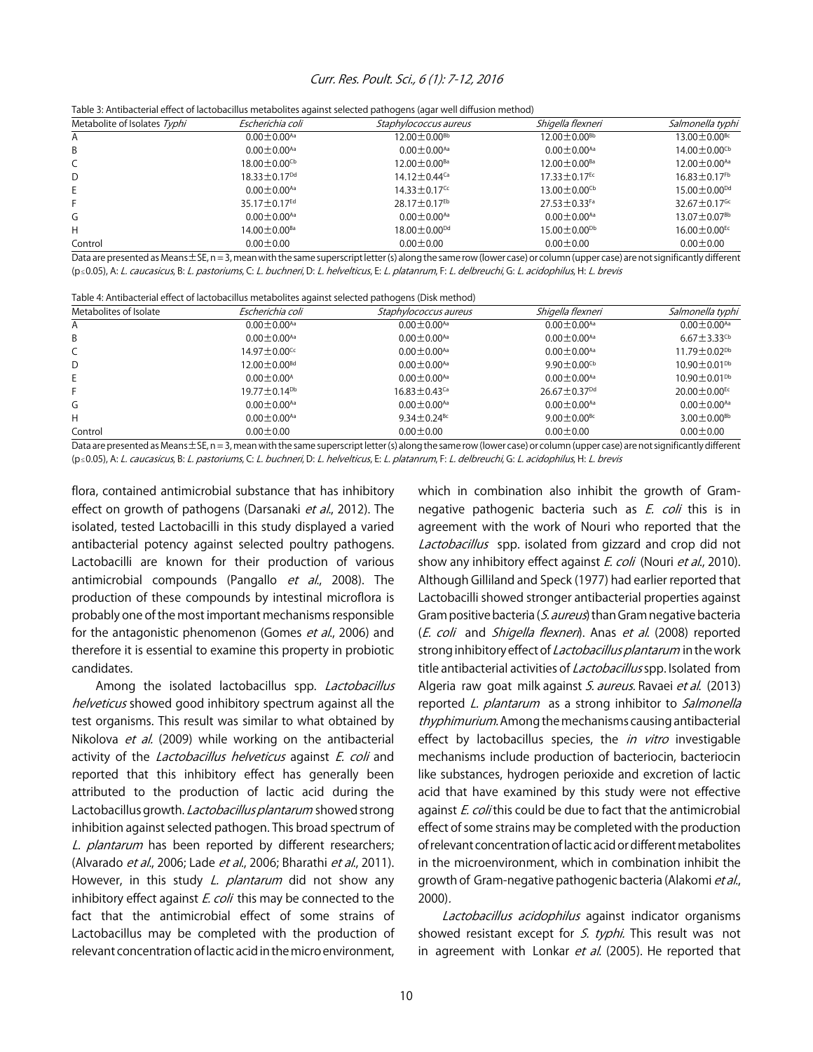Table 3: Antibacterial effect of lactobacillus metabolites against selected pathogens (agar well diffusion method)

| Metabolite of Isolates *Typhi* | *Escherichia coli* | *Staphylococcus aureus* | *Shigella flexneri* | *Salmonella typhi* |
|---|---|---|---|---|
| A | $0.00\pm0.00^{Aa}$ | $12.00\pm0.00^{Bb}$ | $12.00\pm0.00^{Bb}$ | $13.00\pm0.00^{Bc}$ |
| B | $0.00\pm0.00^{Aa}$ | $0.00\pm0.00^{Aa}$ | $0.00\pm0.00^{Aa}$ | $14.00\pm0.00^{Cb}$ |
| C | $18.00\pm0.00^{Cb}$ | $12.00\pm0.00^{Ba}$ | $12.00\pm0.00^{Ba}$ | $12.00\pm0.00^{Aa}$ |
| D | $18.33\pm0.17^{Dd}$ | $14.12\pm0.44^{Ca}$ | $17.33\pm0.17^{Ec}$ | $16.83\pm0.17^{Fb}$ |
| E | $0.00\pm0.00^{Aa}$ | $14.33\pm0.17^{Cc}$ | $13.00\pm0.00^{Cb}$ | $15.00\pm0.00^{Dd}$ |
| F | $35.17\pm0.17^{Ed}$ | $28.17\pm0.17^{Eb}$ | $27.53\pm0.33^{Fa}$ | $32.67\pm0.17^{Gc}$ |
| G | $0.00\pm0.00^{Aa}$ | $0.00\pm0.00^{Aa}$ | $0.00\pm0.00^{Aa}$ | $13.07\pm0.07^{Bb}$ |
| H | $14.00\pm0.00^{Ba}$ | $18.00\pm0.00^{Dd}$ | $15.00\pm0.00^{Db}$ | $16.00\pm0.00^{Ec}$ |
| Control | $0.00\pm0.00$ | $0.00\pm0.00$ | $0.00\pm0.00$ | $0.00\pm0.00$ |

Data are presented as Means±SE, n = 3, mean with the same superscript letter (s) along the same row (lower case) or column (upper case) are not significantly different ($p\leq0.05$), A: *L. caucasicus*, B: *L. pastoriums*, C: *L. buchneri*, D: *L. helvelticus*, E: *L. platanrum*, F: *L. delbreuchi*, G: *L. acidophilus*, H: *L. brevis*

Table 4: Antibacterial effect of lactobacillus metabolites against selected pathogens (Disk method)

| Metabolites of Isolate | *Escherichia coli* | *Staphylococcus aureus* | *Shigella flexneri* | *Salmonella typhi* |
|---|---|---|---|---|
| A | $0.00\pm0.00^{Aa}$ | $0.00\pm0.00^{Aa}$ | $0.00\pm0.00^{Aa}$ | $0.00\pm0.00^{Aa}$ |
| B | $0.00\pm0.00^{Aa}$ | $0.00\pm0.00^{Aa}$ | $0.00\pm0.00^{Aa}$ | $6.67\pm3.33^{Cb}$ |
| C | $14.97\pm0.00^{Cc}$ | $0.00\pm0.00^{Aa}$ | $0.00\pm0.00^{Aa}$ | $11.79\pm0.02^{Db}$ |
| D | $12.00\pm0.00^{Bd}$ | $0.00\pm0.00^{Aa}$ | $9.90\pm0.00^{Cb}$ | $10.90\pm0.01^{Db}$ |
| E | $0.00\pm0.00^{A}$ | $0.00\pm0.00^{Aa}$ | $0.00\pm0.00^{Aa}$ | $10.90\pm0.01^{Db}$ |
| F | $19.77\pm0.14^{Db}$ | $16.83\pm0.43^{Ca}$ | $26.67\pm0.37^{Dd}$ | $20.00\pm0.00^{Ec}$ |
| G | $0.00\pm0.00^{Aa}$ | $0.00\pm0.00^{Aa}$ | $0.00\pm0.00^{Aa}$ | $0.00\pm0.00^{Aa}$ |
| H | $0.00\pm0.00^{Aa}$ | $9.34\pm0.24^{Bc}$ | $9.00\pm0.00^{Bc}$ | $3.00\pm0.00^{Bb}$ |
| Control | $0.00\pm0.00$ | $0.00\pm0.00$ | $0.00\pm0.00$ | $0.00\pm0.00$ |

Data are presented as Means±SE, n = 3, mean with the same superscript letter (s) along the same row (lower case) or column (upper case) are not significantly different ($p\leq0.05$), A: *L. caucasicus*, B: *L. pastoriums*, C: *L. buchneri*, D: *L. helvelticus*, E: *L. platanrum*, F: *L. delbreuchi*, G: *L. acidophilus*, H: *L. brevis*

flora, contained antimicrobial substance that has inhibitory effect on growth of pathogens (Darsanaki *et al*., 2012). The isolated, tested Lactobacilli in this study displayed a varied antibacterial potency against selected poultry pathogens. Lactobacilli are known for their production of various antimicrobial compounds (Pangallo *et al*., 2008). The production of these compounds by intestinal microflora is probably one of the most important mechanisms responsible for the antagonistic phenomenon (Gomes *et al*., 2006) and therefore it is essential to examine this property in probiotic candidates.

Among the isolated lactobacillus spp. *Lactobacillus helveticus* showed good inhibitory spectrum against all the test organisms. This result was similar to what obtained by Nikolova *et al*. (2009) while working on the antibacterial activity of the *Lactobacillus helveticus* against *E. coli* and reported that this inhibitory effect has generally been attributed to the production of lactic acid during the Lactobacillus growth. *Lactobacillus plantarum* showed strong inhibition against selected pathogen. This broad spectrum of *L. plantarum* has been reported by different researchers; (Alvarado *et al*., 2006; Lade *et al*., 2006; Bharathi *et al*., 2011). However, in this study *L. plantarum* did not show any inhibitory effect against *E. coli* this may be connected to the fact that the antimicrobial effect of some strains of Lactobacillus may be completed with the production of relevant concentration of lactic acid in the micro environment, which in combination also inhibit the growth of Gram-negative pathogenic bacteria such as *E. coli* this is in agreement with the work of Nouri who reported that the *Lactobacillus* spp. isolated from gizzard and crop did not show any inhibitory effect against *E. coli* (Nouri *et al*., 2010). Although Gilliland and Speck (1977) had earlier reported that Lactobacilli showed stronger antibacterial properties against Gram positive bacteria (*S. aureus*) than Gram negative bacteria (*E. coli* and *Shigella flexneri*). Anas *et al*. (2008) reported strong inhibitory effect of *Lactobacillus plantarum* in the work title antibacterial activities of *Lactobacillus* spp. Isolated from Algeria raw goat milk against *S. aureus*. Ravaei *et al*. (2013) reported *L. plantarum* as a strong inhibitor to *Salmonella thyphimurium*. Among the mechanisms causing antibacterial effect by lactobacillus species, the *in vitro* investigable mechanisms include production of bacteriocin, bacteriocin like substances, hydrogen perioxide and excretion of lactic acid that have examined by this study were not effective against *E. coli* this could be due to fact that the antimicrobial effect of some strains may be completed with the production of relevant concentration of lactic acid or different metabolites in the microenvironment, which in combination inhibit the growth of Gram-negative pathogenic bacteria (Alakomi *et al*., 2000).

*Lactobacillus acidophilus* against indicator organisms showed resistant except for *S. typhi*. This result was not in agreement with Lonkar *et al*. (2005). He reported that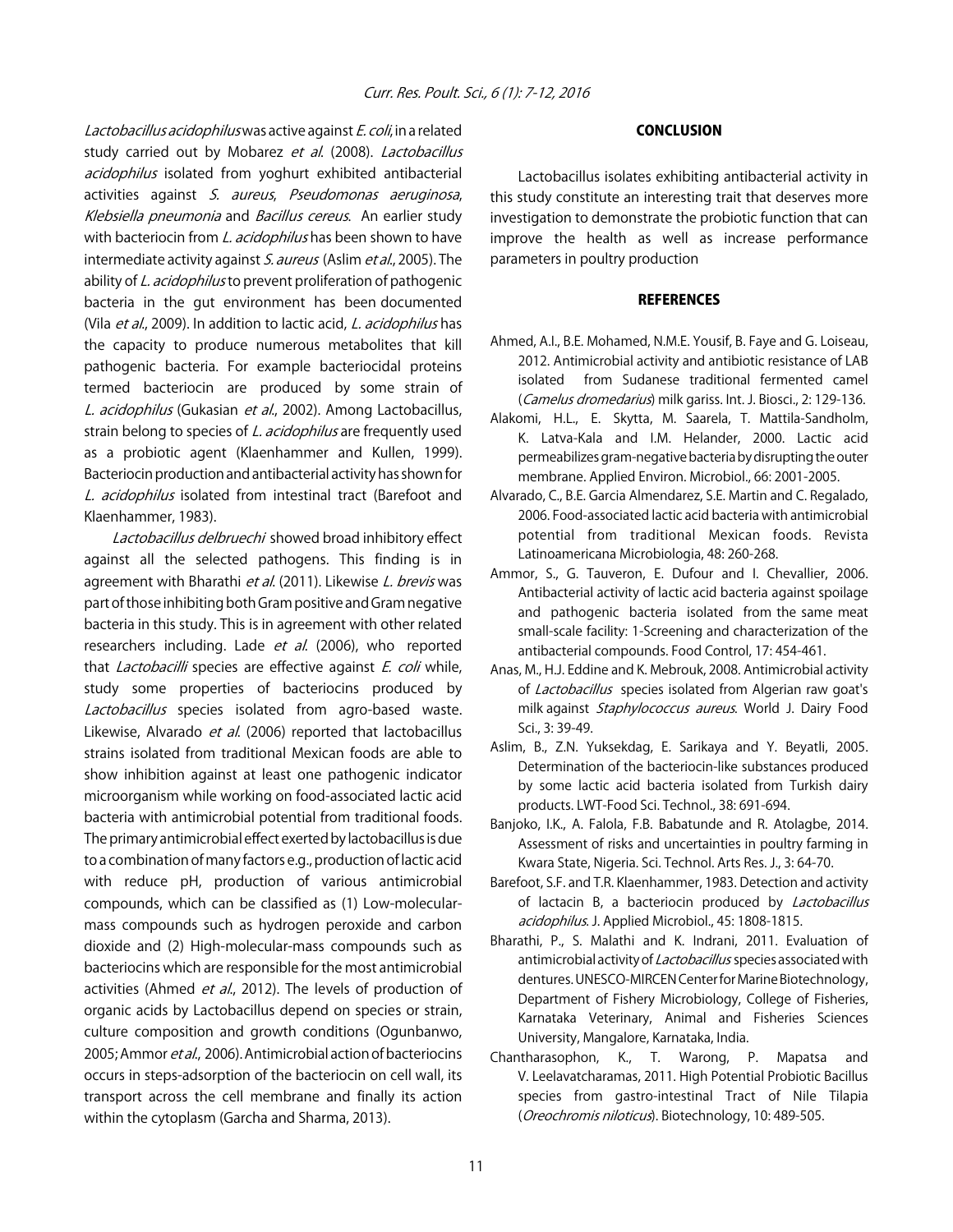*Lactobacillus acidophilus* was active against *E. coli*, in a related study carried out by Mobarez *et al.* (2008). *Lactobacillus acidophilus* isolated from yoghurt exhibited antibacterial activities against *S. aureus*, *Pseudomonas aeruginosa*, *Klebsiella pneumonia* and *Bacillus cereus*. An earlier study with bacteriocin from *L. acidophilus* has been shown to have intermediate activity against *S. aureus* (Aslim *et al.*, 2005). The ability of *L. acidophilus* to prevent proliferation of pathogenic bacteria in the gut environment has been documented (Vila *et al.*, 2009). In addition to lactic acid, *L. acidophilus* has the capacity to produce numerous metabolites that kill pathogenic bacteria. For example bacteriocidal proteins termed bacteriocin are produced by some strain of *L. acidophilus* (Gukasian *et al.*, 2002). Among Lactobacillus, strain belong to species of *L. acidophilus* are frequently used as a probiotic agent (Klaenhammer and Kullen, 1999). Bacteriocin production and antibacterial activity has shown for *L. acidophilus* isolated from intestinal tract (Barefoot and Klaenhammer, 1983).

*Lactobacillus delbruechi* showed broad inhibitory effect against all the selected pathogens. This finding is in agreement with Bharathi *et al.* (2011). Likewise *L. brevis* was part of those inhibiting both Gram positive and Gram negative bacteria in this study. This is in agreement with other related researchers including. Lade *et al.* (2006), who reported that *Lactobacilli* species are effective against *E. coli* while, study some properties of bacteriocins produced by *Lactobacillus* species isolated from agro-based waste. Likewise, Alvarado *et al.* (2006) reported that lactobacillus strains isolated from traditional Mexican foods are able to show inhibition against at least one pathogenic indicator microorganism while working on food-associated lactic acid bacteria with antimicrobial potential from traditional foods. The primary antimicrobial effect exerted by lactobacillus is due to a combination of many factors e.g., production of lactic acid with reduce pH, production of various antimicrobial compounds, which can be classified as (1) Low-molecular-mass compounds such as hydrogen peroxide and carbon dioxide and (2) High-molecular-mass compounds such as bacteriocins which are responsible for the most antimicrobial activities (Ahmed *et al.*, 2012). The levels of production of organic acids by Lactobacillus depend on species or strain, culture composition and growth conditions (Ogunbanwo, 2005; Ammor *et al.*, 2006). Antimicrobial action of bacteriocins occurs in steps-adsorption of the bacteriocin on cell wall, its transport across the cell membrane and finally its action within the cytoplasm (Garcha and Sharma, 2013).

## CONCLUSION

Lactobacillus isolates exhibiting antibacterial activity in this study constitute an interesting trait that deserves more investigation to demonstrate the probiotic function that can improve the health as well as increase performance parameters in poultry production

## REFERENCES

Ahmed, A.I., B.E. Mohamed, N.M.E. Yousif, B. Faye and G. Loiseau, 2012. Antimicrobial activity and antibiotic resistance of LAB isolated from Sudanese traditional fermented camel (*Camelus dromedarius*) milk gariss. Int. J. Biosci., 2: 129-136.

Alakomi, H.L., E. Skytta, M. Saarela, T. Mattila-Sandholm, K. Latva-Kala and I.M. Helander, 2000. Lactic acid permeabilizes gram-negative bacteria by disrupting the outer membrane. Applied Environ. Microbiol., 66: 2001-2005.

Alvarado, C., B.E. Garcia Almendarez, S.E. Martin and C. Regalado, 2006. Food-associated lactic acid bacteria with antimicrobial potential from traditional Mexican foods. Revista Latinoamericana Microbiologia, 48: 260-268.

Ammor, S., G. Tauveron, E. Dufour and I. Chevallier, 2006. Antibacterial activity of lactic acid bacteria against spoilage and pathogenic bacteria isolated from the same meat small-scale facility: 1-Screening and characterization of the antibacterial compounds. Food Control, 17: 454-461.

Anas, M., H.J. Eddine and K. Mebrouk, 2008. Antimicrobial activity of *Lactobacillus* species isolated from Algerian raw goat's milk against *Staphylococcus aureus*. World J. Dairy Food Sci., 3: 39-49.

Aslim, B., Z.N. Yuksekdag, E. Sarikaya and Y. Beyatli, 2005. Determination of the bacteriocin-like substances produced by some lactic acid bacteria isolated from Turkish dairy products. LWT-Food Sci. Technol., 38: 691-694.

Banjoko, I.K., A. Falola, F.B. Babatunde and R. Atolagbe, 2014. Assessment of risks and uncertainties in poultry farming in Kwara State, Nigeria. Sci. Technol. Arts Res. J., 3: 64-70.

Barefoot, S.F. and T.R. Klaenhammer, 1983. Detection and activity of lactacin B, a bacteriocin produced by *Lactobacillus acidophilus*. J. Applied Microbiol., 45: 1808-1815.

Bharathi, P., S. Malathi and K. Indrani, 2011. Evaluation of antimicrobial activity of *Lactobacillus* species associated with dentures. UNESCO-MIRCEN Center for Marine Biotechnology, Department of Fishery Microbiology, College of Fisheries, Karnataka Veterinary, Animal and Fisheries Sciences University, Mangalore, Karnataka, India.

Chantharasophon, K., T. Warong, P. Mapatsa and V. Leelavatcharamas, 2011. High Potential Probiotic Bacillus species from gastro-intestinal Tract of Nile Tilapia (*Oreochromis niloticus*). Biotechnology, 10: 489-505.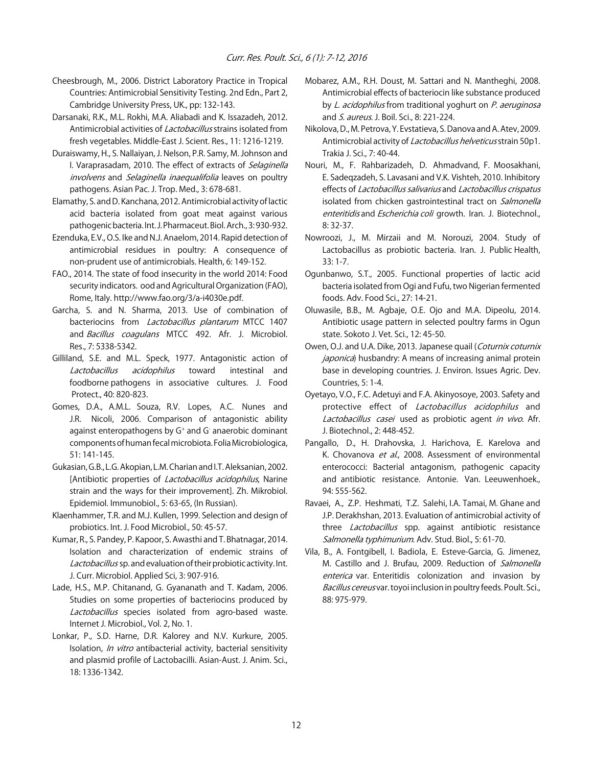Cheesbrough, M., 2006. District Laboratory Practice in Tropical Countries: Antimicrobial Sensitivity Testing. 2nd Edn., Part 2, Cambridge University Press, UK., pp: 132-143.

Darsanaki, R.K., M.L. Rokhi, M.A. Aliabadi and K. Issazadeh, 2012. Antimicrobial activities of *Lactobacillus* strains isolated from fresh vegetables. Middle-East J. Scient. Res., 11: 1216-1219.

Duraiswamy, H., S. Nallaiyan, J. Nelson, P.R. Samy, M. Johnson and I. Varaprasadam, 2010. The effect of extracts of *Selaginella involvens* and *Selaginella inaequalifolia* leaves on poultry pathogens. Asian Pac. J. Trop. Med., 3: 678-681.

Elamathy, S. and D. Kanchana, 2012. Antimicrobial activity of lactic acid bacteria isolated from goat meat against various pathogenic bacteria. Int. J. Pharmaceut. Biol. Arch., 3: 930-932.

Ezenduka, E.V., O.S. Ike and N.J. Anaelom, 2014. Rapid detection of antimicrobial residues in poultry: A consequence of non-prudent use of antimicrobials. Health, 6: 149-152.

FAO., 2014. The state of food insecurity in the world 2014: Food security indicators. ood and Agricultural Organization (FAO), Rome, Italy. http://www.fao.org/3/a-i4030e.pdf.

Garcha, S. and N. Sharma, 2013. Use of combination of bacteriocins from *Lactobacillus plantarum* MTCC 1407 and *Bacillus coagulans* MTCC 492. Afr. J. Microbiol. Res., 7: 5338-5342.

Gilliland, S.E. and M.L. Speck, 1977. Antagonistic action of *Lactobacillus acidophilus* toward intestinal and foodborne pathogens in associative cultures. J. Food Protect., 40: 820-823.

Gomes, D.A., A.M.L. Souza, R.V. Lopes, A.C. Nunes and J.R. Nicoli, 2006. Comparison of antagonistic ability against enteropathogens by $G^+$ and $G^-$ anaerobic dominant components of human fecal microbiota. Folia Microbiologica, 51: 141-145.

Gukasian, G.B., L.G. Akopian, L.M. Charian and I.T. Aleksanian, 2002. [Antibiotic properties of *Lactobacillus acidophilus*, Narine strain and the ways for their improvement]. Zh. Mikrobiol. Epidemiol. Immunobiol., 5: 63-65, (In Russian).

Klaenhammer, T.R. and M.J. Kullen, 1999. Selection and design of probiotics. Int. J. Food Microbiol., 50: 45-57.

Kumar, R., S. Pandey, P. Kapoor, S. Awasthi and T. Bhatnagar, 2014. Isolation and characterization of endemic strains of *Lactobacillus* sp. and evaluation of their probiotic activity. Int. J. Curr. Microbiol. Applied Sci, 3: 907-916.

Lade, H.S., M.P. Chitanand, G. Gyananath and T. Kadam, 2006. Studies on some properties of bacteriocins produced by *Lactobacillus* species isolated from agro-based waste. Internet J. Microbiol., Vol. 2, No. 1.

Lonkar, P., S.D. Harne, D.R. Kalorey and N.V. Kurkure, 2005. Isolation, *In vitro* antibacterial activity, bacterial sensitivity and plasmid profile of Lactobacilli. Asian-Aust. J. Anim. Sci., 18: 1336-1342.

Mobarez, A.M., R.H. Doust, M. Sattari and N. Mantheghi, 2008. Antimicrobial effects of bacteriocin like substance produced by *L. acidophilus* from traditional yoghurt on *P. aeruginosa* and *S. aureus*. J. Boil. Sci., 8: 221-224.

Nikolova, D., M. Petrova, Y. Evstatieva, S. Danova and A. Atev, 2009. Antimicrobial activity of *Lactobacillus helveticus* strain 50p1. Trakia J. Sci., 7: 40-44.

Nouri, M., F. Rahbarizadeh, D. Ahmadvand, F. Moosakhani, E. Sadeqzadeh, S. Lavasani and V.K. Vishteh, 2010. Inhibitory effects of *Lactobacillus salivarius* and *Lactobacillus crispatus* isolated from chicken gastrointestinal tract on *Salmonella enteritidis* and *Escherichia coli* growth. Iran. J. Biotechnol., 8: 32-37.

Nowroozi, J., M. Mirzaii and M. Norouzi, 2004. Study of Lactobacillus as probiotic bacteria. Iran. J. Public Health, 33: 1-7.

Ogunbanwo, S.T., 2005. Functional properties of lactic acid bacteria isolated from Ogi and Fufu, two Nigerian fermented foods. Adv. Food Sci., 27: 14-21.

Oluwasile, B.B., M. Agbaje, O.E. Ojo and M.A. Dipeolu, 2014. Antibiotic usage pattern in selected poultry farms in Ogun state. Sokoto J. Vet. Sci., 12: 45-50.

Owen, O.J. and U.A. Dike, 2013. Japanese quail (*Coturnix coturnix japonica*) husbandry: A means of increasing animal protein base in developing countries. J. Environ. Issues Agric. Dev. Countries, 5: 1-4.

Oyetayo, V.O., F.C. Adetuyi and F.A. Akinyosoye, 2003. Safety and protective effect of *Lactobacillus acidophilus* and *Lactobacillus casei* used as probiotic agent *in vivo*. Afr. J. Biotechnol., 2: 448-452.

Pangallo, D., H. Drahovska, J. Harichova, E. Karelova and K. Chovanova *et al*., 2008. Assessment of environmental enterococci: Bacterial antagonism, pathogenic capacity and antibiotic resistance. Antonie. Van. Leeuwenhoek., 94: 555-562.

Ravaei, A., Z.P. Heshmati, T.Z. Salehi, I.A. Tamai, M. Ghane and J.P. Derakhshan, 2013. Evaluation of antimicrobial activity of three *Lactobacillus* spp. against antibiotic resistance *Salmonella typhimurium*. Adv. Stud. Biol., 5: 61-70.

Vila, B., A. Fontgibell, I. Badiola, E. Esteve-Garcia, G. Jimenez, M. Castillo and J. Brufau, 2009. Reduction of *Salmonella enterica* var. Enteritidis colonization and invasion by *Bacillus cereus* var. toyoi inclusion in poultry feeds. Poult. Sci., 88: 975-979.